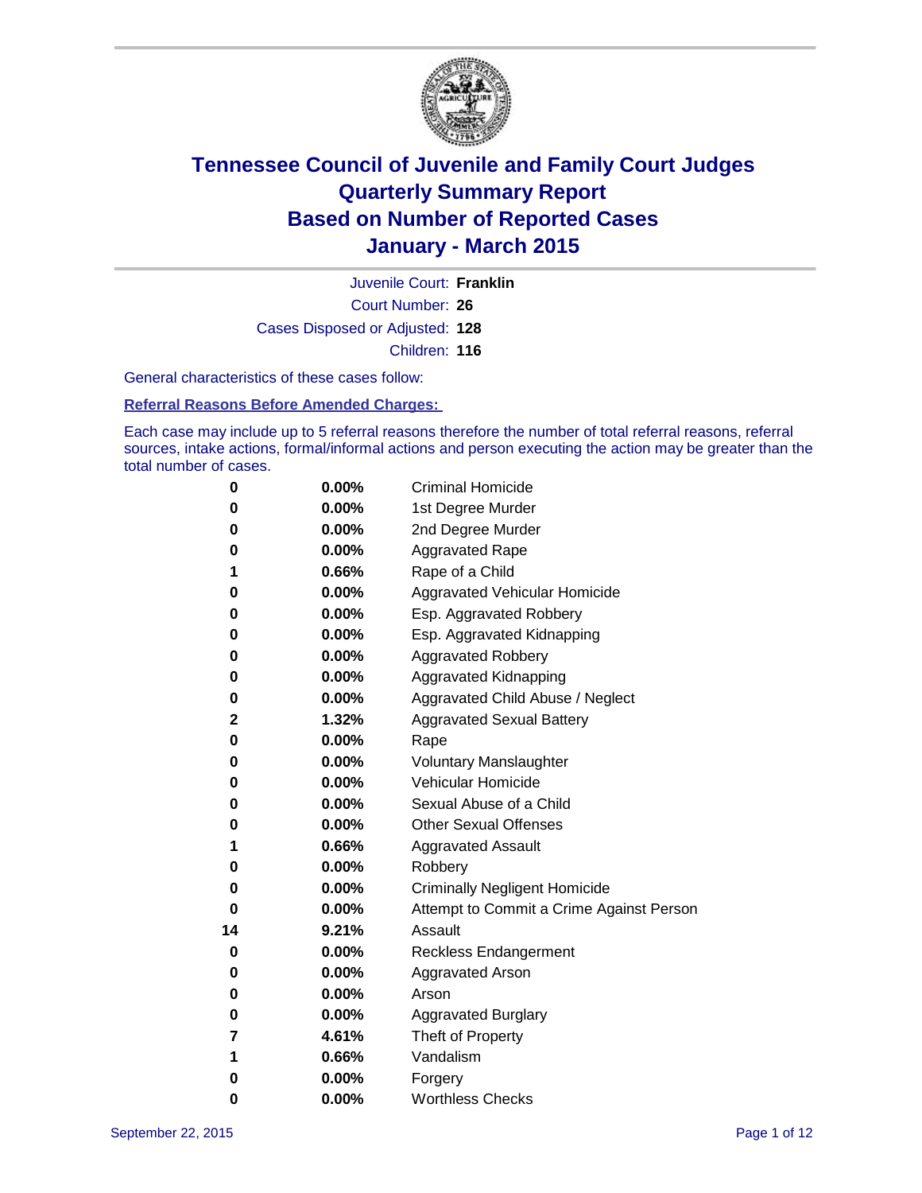# Tennessee Council of Juvenile and Family Court Judges
# Quarterly Summary Report
# Based on Number of Reported Cases
# January - March 2015

Juvenile Court: **Franklin**

Court Number: **26**

Cases Disposed or Adjusted: **128**

Children: **116**

General characteristics of these cases follow:

**Referral Reasons Before Amended Charges:**

Each case may include up to 5 referral reasons therefore the number of total referral reasons, referral sources, intake actions, formal/informal actions and person executing the action may be greater than the total number of cases.

| Count | Percent | Referral Reason |
|---|---|---|
| 0 | 0.00% | Criminal Homicide |
| 0 | 0.00% | 1st Degree Murder |
| 0 | 0.00% | 2nd Degree Murder |
| 0 | 0.00% | Aggravated Rape |
| 1 | 0.66% | Rape of a Child |
| 0 | 0.00% | Aggravated Vehicular Homicide |
| 0 | 0.00% | Esp. Aggravated Robbery |
| 0 | 0.00% | Esp. Aggravated Kidnapping |
| 0 | 0.00% | Aggravated Robbery |
| 0 | 0.00% | Aggravated Kidnapping |
| 0 | 0.00% | Aggravated Child Abuse / Neglect |
| 2 | 1.32% | Aggravated Sexual Battery |
| 0 | 0.00% | Rape |
| 0 | 0.00% | Voluntary Manslaughter |
| 0 | 0.00% | Vehicular Homicide |
| 0 | 0.00% | Sexual Abuse of a Child |
| 0 | 0.00% | Other Sexual Offenses |
| 1 | 0.66% | Aggravated Assault |
| 0 | 0.00% | Robbery |
| 0 | 0.00% | Criminally Negligent Homicide |
| 0 | 0.00% | Attempt to Commit a Crime Against Person |
| 14 | 9.21% | Assault |
| 0 | 0.00% | Reckless Endangerment |
| 0 | 0.00% | Aggravated Arson |
| 0 | 0.00% | Arson |
| 0 | 0.00% | Aggravated Burglary |
| 7 | 4.61% | Theft of Property |
| 1 | 0.66% | Vandalism |
| 0 | 0.00% | Forgery |
| 0 | 0.00% | Worthless Checks |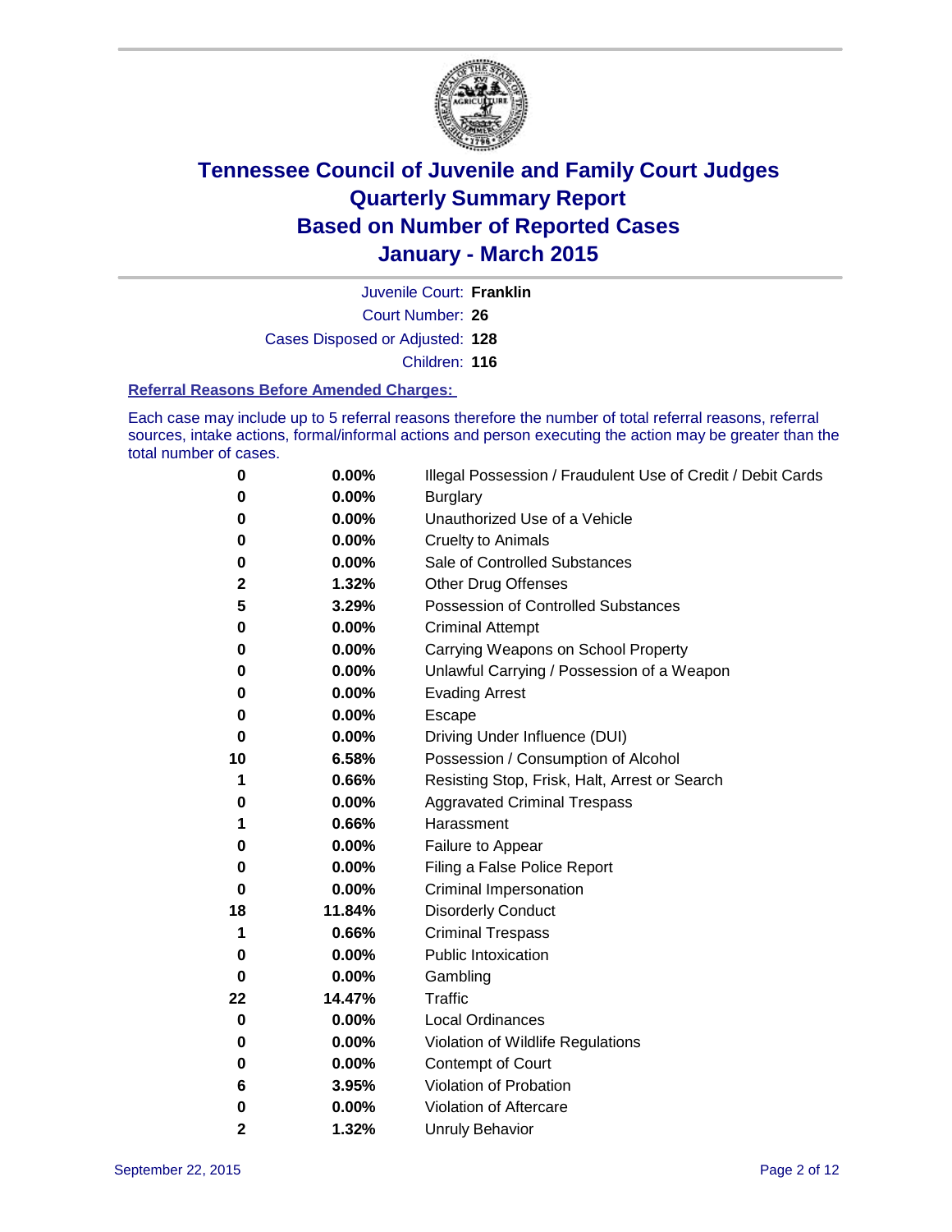# Tennessee Council of Juvenile and Family Court Judges
# Quarterly Summary Report
# Based on Number of Reported Cases
# January - March 2015

Juvenile Court: **Franklin**

Court Number: **26**

Cases Disposed or Adjusted: **128**

Children: **116**

### Referral Reasons Before Amended Charges:

Each case may include up to 5 referral reasons therefore the number of total referral reasons, referral sources, intake actions, formal/informal actions and person executing the action may be greater than the total number of cases.

| | | |
|---|---|---|
| **0** | **0.00%** | Illegal Possession / Fraudulent Use of Credit / Debit Cards |
| **0** | **0.00%** | Burglary |
| **0** | **0.00%** | Unauthorized Use of a Vehicle |
| **0** | **0.00%** | Cruelty to Animals |
| **0** | **0.00%** | Sale of Controlled Substances |
| **2** | **1.32%** | Other Drug Offenses |
| **5** | **3.29%** | Possession of Controlled Substances |
| **0** | **0.00%** | Criminal Attempt |
| **0** | **0.00%** | Carrying Weapons on School Property |
| **0** | **0.00%** | Unlawful Carrying / Possession of a Weapon |
| **0** | **0.00%** | Evading Arrest |
| **0** | **0.00%** | Escape |
| **0** | **0.00%** | Driving Under Influence (DUI) |
| **10** | **6.58%** | Possession / Consumption of Alcohol |
| **1** | **0.66%** | Resisting Stop, Frisk, Halt, Arrest or Search |
| **0** | **0.00%** | Aggravated Criminal Trespass |
| **1** | **0.66%** | Harassment |
| **0** | **0.00%** | Failure to Appear |
| **0** | **0.00%** | Filing a False Police Report |
| **0** | **0.00%** | Criminal Impersonation |
| **18** | **11.84%** | Disorderly Conduct |
| **1** | **0.66%** | Criminal Trespass |
| **0** | **0.00%** | Public Intoxication |
| **0** | **0.00%** | Gambling |
| **22** | **14.47%** | Traffic |
| **0** | **0.00%** | Local Ordinances |
| **0** | **0.00%** | Violation of Wildlife Regulations |
| **0** | **0.00%** | Contempt of Court |
| **6** | **3.95%** | Violation of Probation |
| **0** | **0.00%** | Violation of Aftercare |
| **2** | **1.32%** | Unruly Behavior |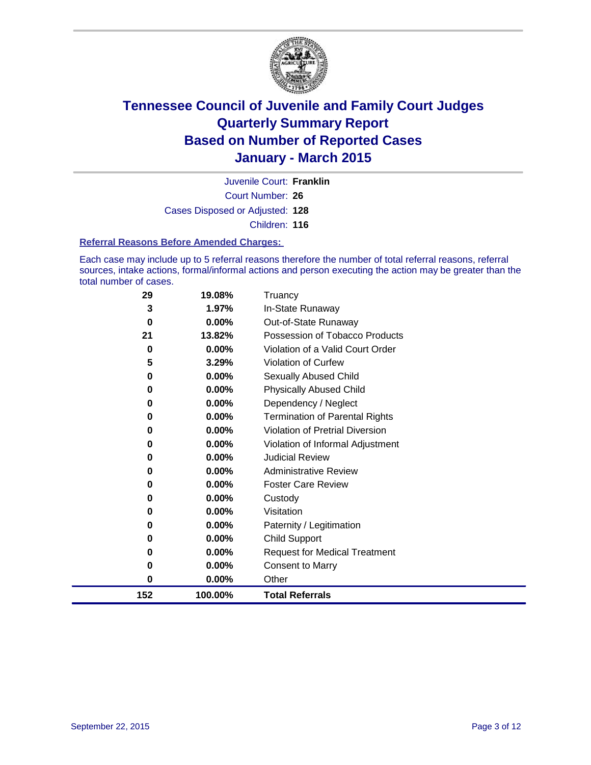# Tennessee Council of Juvenile and Family Court Judges
## Quarterly Summary Report
## Based on Number of Reported Cases
## January - March 2015

Juvenile Court: **Franklin**

Court Number: **26**

Cases Disposed or Adjusted: **128**

Children: **116**

### Referral Reasons Before Amended Charges:

Each case may include up to 5 referral reasons therefore the number of total referral reasons, referral sources, intake actions, formal/informal actions and person executing the action may be greater than the total number of cases.

| Count | Percent | Referral Reason |
|---|---|---|
| 29 | 19.08% | Truancy |
| 3 | 1.97% | In-State Runaway |
| 0 | 0.00% | Out-of-State Runaway |
| 21 | 13.82% | Possession of Tobacco Products |
| 0 | 0.00% | Violation of a Valid Court Order |
| 5 | 3.29% | Violation of Curfew |
| 0 | 0.00% | Sexually Abused Child |
| 0 | 0.00% | Physically Abused Child |
| 0 | 0.00% | Dependency / Neglect |
| 0 | 0.00% | Termination of Parental Rights |
| 0 | 0.00% | Violation of Pretrial Diversion |
| 0 | 0.00% | Violation of Informal Adjustment |
| 0 | 0.00% | Judicial Review |
| 0 | 0.00% | Administrative Review |
| 0 | 0.00% | Foster Care Review |
| 0 | 0.00% | Custody |
| 0 | 0.00% | Visitation |
| 0 | 0.00% | Paternity / Legitimation |
| 0 | 0.00% | Child Support |
| 0 | 0.00% | Request for Medical Treatment |
| 0 | 0.00% | Consent to Marry |
| 0 | 0.00% | Other |
| **152** | **100.00%** | **Total Referrals** |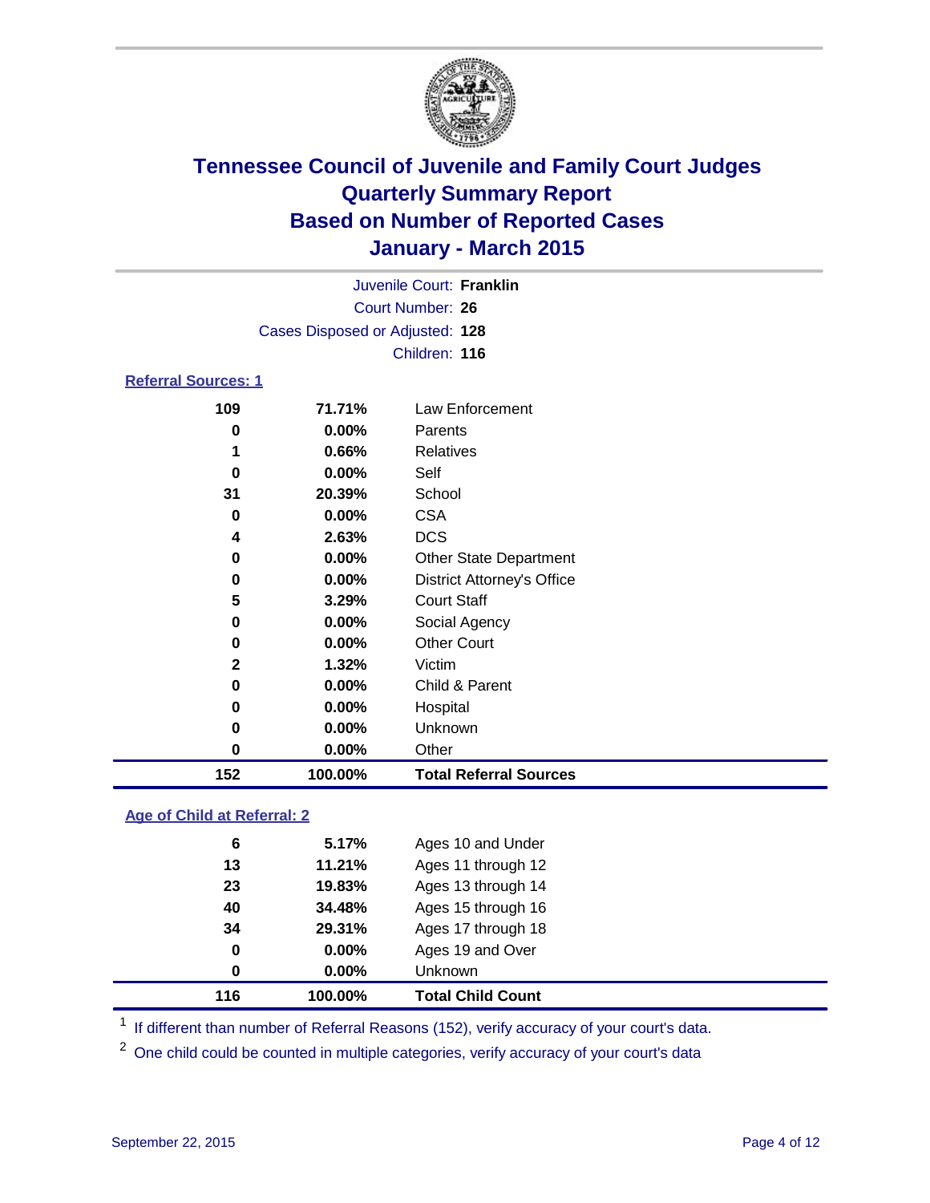# Tennessee Council of Juvenile and Family Court Judges
# Quarterly Summary Report
# Based on Number of Reported Cases
# January - March 2015

Juvenile Court: **Franklin**
Court Number: **26**
Cases Disposed or Adjusted: **128**
Children: **116**

## Referral Sources: 1

| Count | Percent | Source |
|---|---|---|
| 109 | 71.71% | Law Enforcement |
| 0 | 0.00% | Parents |
| 1 | 0.66% | Relatives |
| 0 | 0.00% | Self |
| 31 | 20.39% | School |
| 0 | 0.00% | CSA |
| 4 | 2.63% | DCS |
| 0 | 0.00% | Other State Department |
| 0 | 0.00% | District Attorney's Office |
| 5 | 3.29% | Court Staff |
| 0 | 0.00% | Social Agency |
| 0 | 0.00% | Other Court |
| 2 | 1.32% | Victim |
| 0 | 0.00% | Child & Parent |
| 0 | 0.00% | Hospital |
| 0 | 0.00% | Unknown |
| 0 | 0.00% | Other |
| **152** | **100.00%** | **Total Referral Sources** |

## Age of Child at Referral: 2

| Count | Percent | Age |
|---|---|---|
| 6 | 5.17% | Ages 10 and Under |
| 13 | 11.21% | Ages 11 through 12 |
| 23 | 19.83% | Ages 13 through 14 |
| 40 | 34.48% | Ages 15 through 16 |
| 34 | 29.31% | Ages 17 through 18 |
| 0 | 0.00% | Ages 19 and Over |
| 0 | 0.00% | Unknown |
| **116** | **100.00%** | **Total Child Count** |

[1] If different than number of Referral Reasons (152), verify accuracy of your court's data.

[2] One child could be counted in multiple categories, verify accuracy of your court's data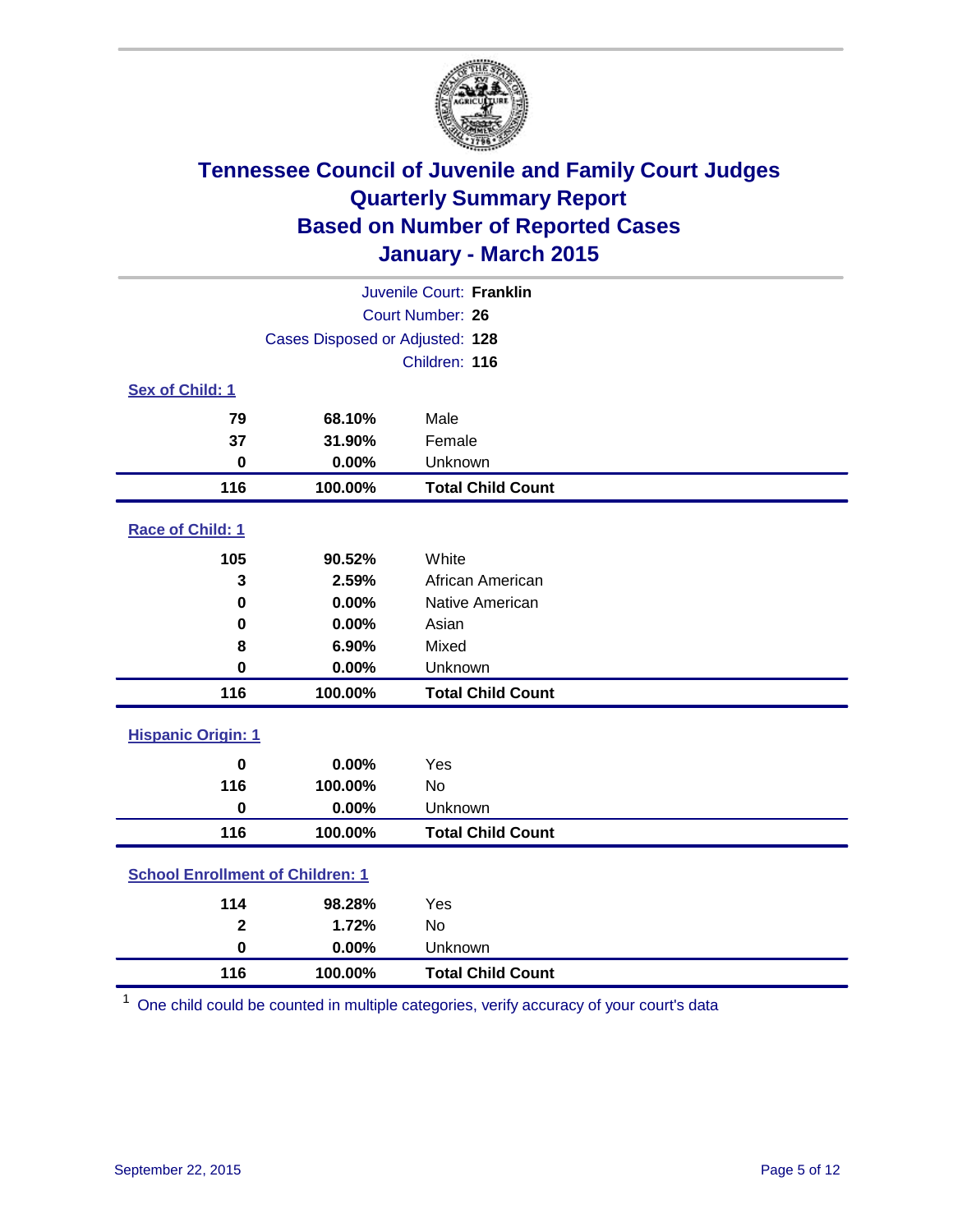# Tennessee Council of Juvenile and Family Court Judges
## Quarterly Summary Report
## Based on Number of Reported Cases
## January - March 2015

Juvenile Court: **Franklin**
Court Number: **26**
Cases Disposed or Adjusted: **128**
Children: **116**

### Sex of Child: 1

| Count | Percent | Category |
|---|---|---|
| 79 | 68.10% | Male |
| 37 | 31.90% | Female |
| 0 | 0.00% | Unknown |
| **116** | **100.00%** | **Total Child Count** |

### Race of Child: 1

| Count | Percent | Category |
|---|---|---|
| 105 | 90.52% | White |
| 3 | 2.59% | African American |
| 0 | 0.00% | Native American |
| 0 | 0.00% | Asian |
| 8 | 6.90% | Mixed |
| 0 | 0.00% | Unknown |
| **116** | **100.00%** | **Total Child Count** |

### Hispanic Origin: 1

| Count | Percent | Category |
|---|---|---|
| 0 | 0.00% | Yes |
| 116 | 100.00% | No |
| 0 | 0.00% | Unknown |
| **116** | **100.00%** | **Total Child Count** |

### School Enrollment of Children: 1

| Count | Percent | Category |
|---|---|---|
| 114 | 98.28% | Yes |
| 2 | 1.72% | No |
| 0 | 0.00% | Unknown |
| **116** | **100.00%** | **Total Child Count** |

[1] One child could be counted in multiple categories, verify accuracy of your court's data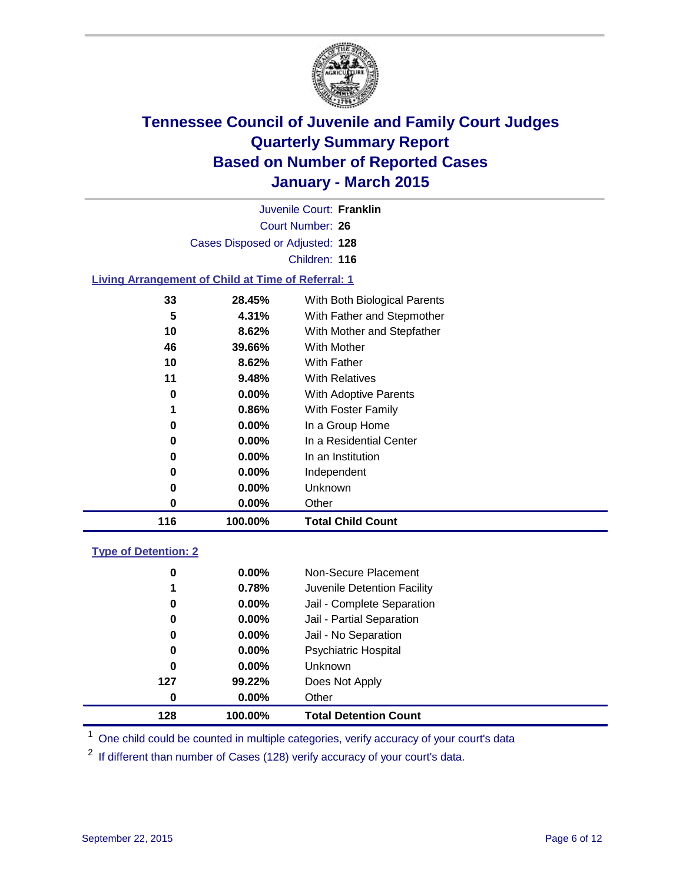# Tennessee Council of Juvenile and Family Court Judges
## Quarterly Summary Report
## Based on Number of Reported Cases
## January - March 2015

Juvenile Court: **Franklin**

Court Number: **26**

Cases Disposed or Adjusted: **128**

Children: **116**

### Living Arrangement of Child at Time of Referral: 1

| Count | Percent | Living Arrangement |
|---|---|---|
| 33 | 28.45% | With Both Biological Parents |
| 5 | 4.31% | With Father and Stepmother |
| 10 | 8.62% | With Mother and Stepfather |
| 46 | 39.66% | With Mother |
| 10 | 8.62% | With Father |
| 11 | 9.48% | With Relatives |
| 0 | 0.00% | With Adoptive Parents |
| 1 | 0.86% | With Foster Family |
| 0 | 0.00% | In a Group Home |
| 0 | 0.00% | In a Residential Center |
| 0 | 0.00% | In an Institution |
| 0 | 0.00% | Independent |
| 0 | 0.00% | Unknown |
| 0 | 0.00% | Other |
| **116** | **100.00%** | **Total Child Count** |

### Type of Detention: 2

| Count | Percent | Type of Detention |
|---|---|---|
| 0 | 0.00% | Non-Secure Placement |
| 1 | 0.78% | Juvenile Detention Facility |
| 0 | 0.00% | Jail - Complete Separation |
| 0 | 0.00% | Jail - Partial Separation |
| 0 | 0.00% | Jail - No Separation |
| 0 | 0.00% | Psychiatric Hospital |
| 0 | 0.00% | Unknown |
| 127 | 99.22% | Does Not Apply |
| 0 | 0.00% | Other |
| **128** | **100.00%** | **Total Detention Count** |

[1] One child could be counted in multiple categories, verify accuracy of your court's data

[2] If different than number of Cases (128) verify accuracy of your court's data.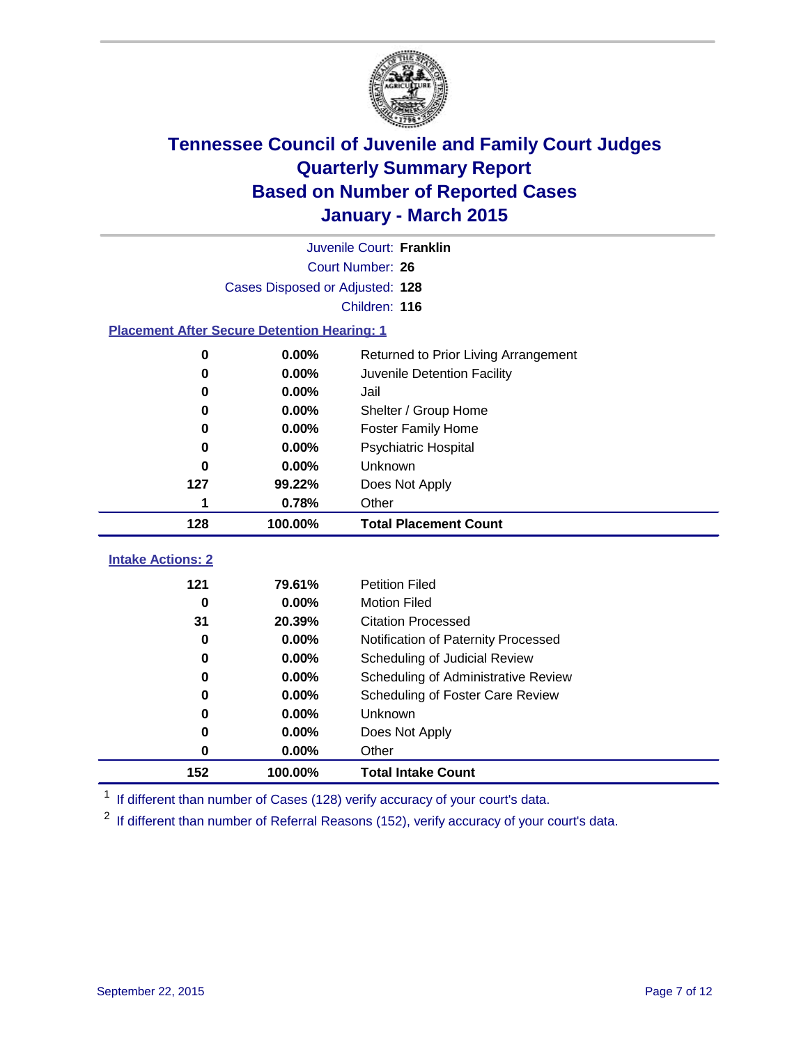# Tennessee Council of Juvenile and Family Court Judges
# Quarterly Summary Report
# Based on Number of Reported Cases
# January - March 2015

Juvenile Court: **Franklin**

Court Number: **26**

Cases Disposed or Adjusted: **128**

Children: **116**

### Placement After Secure Detention Hearing: 1

| Count | Percent | Placement |
|---|---|---|
| 0 | 0.00% | Returned to Prior Living Arrangement |
| 0 | 0.00% | Juvenile Detention Facility |
| 0 | 0.00% | Jail |
| 0 | 0.00% | Shelter / Group Home |
| 0 | 0.00% | Foster Family Home |
| 0 | 0.00% | Psychiatric Hospital |
| 0 | 0.00% | Unknown |
| 127 | 99.22% | Does Not Apply |
| 1 | 0.78% | Other |
| **128** | **100.00%** | **Total Placement Count** |

### Intake Actions: 2

| Count | Percent | Intake Action |
|---|---|---|
| 121 | 79.61% | Petition Filed |
| 0 | 0.00% | Motion Filed |
| 31 | 20.39% | Citation Processed |
| 0 | 0.00% | Notification of Paternity Processed |
| 0 | 0.00% | Scheduling of Judicial Review |
| 0 | 0.00% | Scheduling of Administrative Review |
| 0 | 0.00% | Scheduling of Foster Care Review |
| 0 | 0.00% | Unknown |
| 0 | 0.00% | Does Not Apply |
| 0 | 0.00% | Other |
| **152** | **100.00%** | **Total Intake Count** |

[1] If different than number of Cases (128) verify accuracy of your court's data.

[2] If different than number of Referral Reasons (152), verify accuracy of your court's data.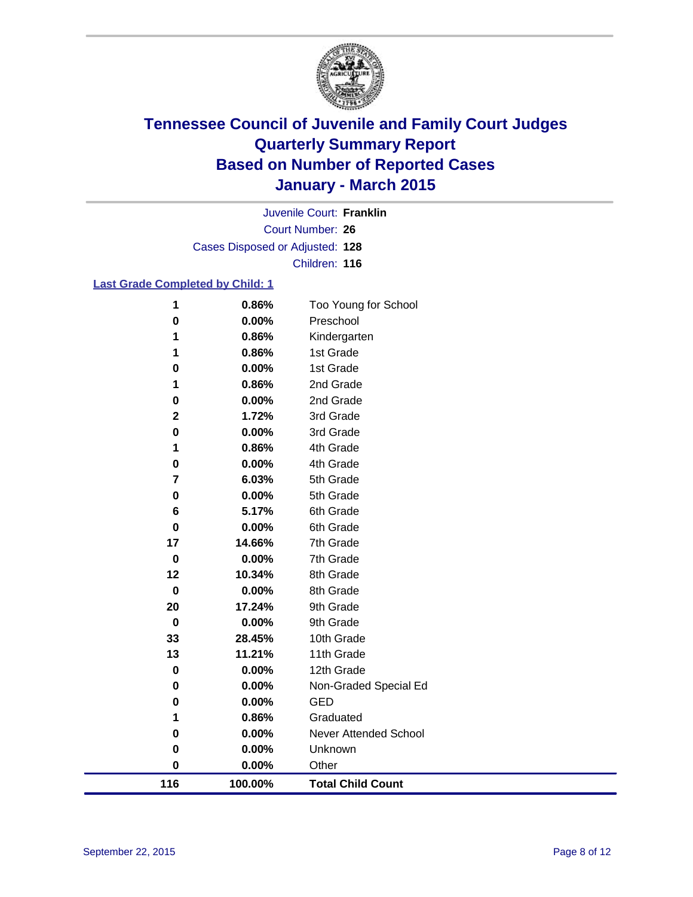# Tennessee Council of Juvenile and Family Court Judges
# Quarterly Summary Report
# Based on Number of Reported Cases
# January - March 2015

Juvenile Court: **Franklin**

Court Number: **26**

Cases Disposed or Adjusted: **128**

Children: **116**

### Last Grade Completed by Child: 1

| | | |
|---|---|---|
| 1 | 0.86% | Too Young for School |
| 0 | 0.00% | Preschool |
| 1 | 0.86% | Kindergarten |
| 1 | 0.86% | 1st Grade |
| 0 | 0.00% | 1st Grade |
| 1 | 0.86% | 2nd Grade |
| 0 | 0.00% | 2nd Grade |
| 2 | 1.72% | 3rd Grade |
| 0 | 0.00% | 3rd Grade |
| 1 | 0.86% | 4th Grade |
| 0 | 0.00% | 4th Grade |
| 7 | 6.03% | 5th Grade |
| 0 | 0.00% | 5th Grade |
| 6 | 5.17% | 6th Grade |
| 0 | 0.00% | 6th Grade |
| 17 | 14.66% | 7th Grade |
| 0 | 0.00% | 7th Grade |
| 12 | 10.34% | 8th Grade |
| 0 | 0.00% | 8th Grade |
| 20 | 17.24% | 9th Grade |
| 0 | 0.00% | 9th Grade |
| 33 | 28.45% | 10th Grade |
| 13 | 11.21% | 11th Grade |
| 0 | 0.00% | 12th Grade |
| 0 | 0.00% | Non-Graded Special Ed |
| 0 | 0.00% | GED |
| 1 | 0.86% | Graduated |
| 0 | 0.00% | Never Attended School |
| 0 | 0.00% | Unknown |
| 0 | 0.00% | Other |
| **116** | **100.00%** | **Total Child Count** |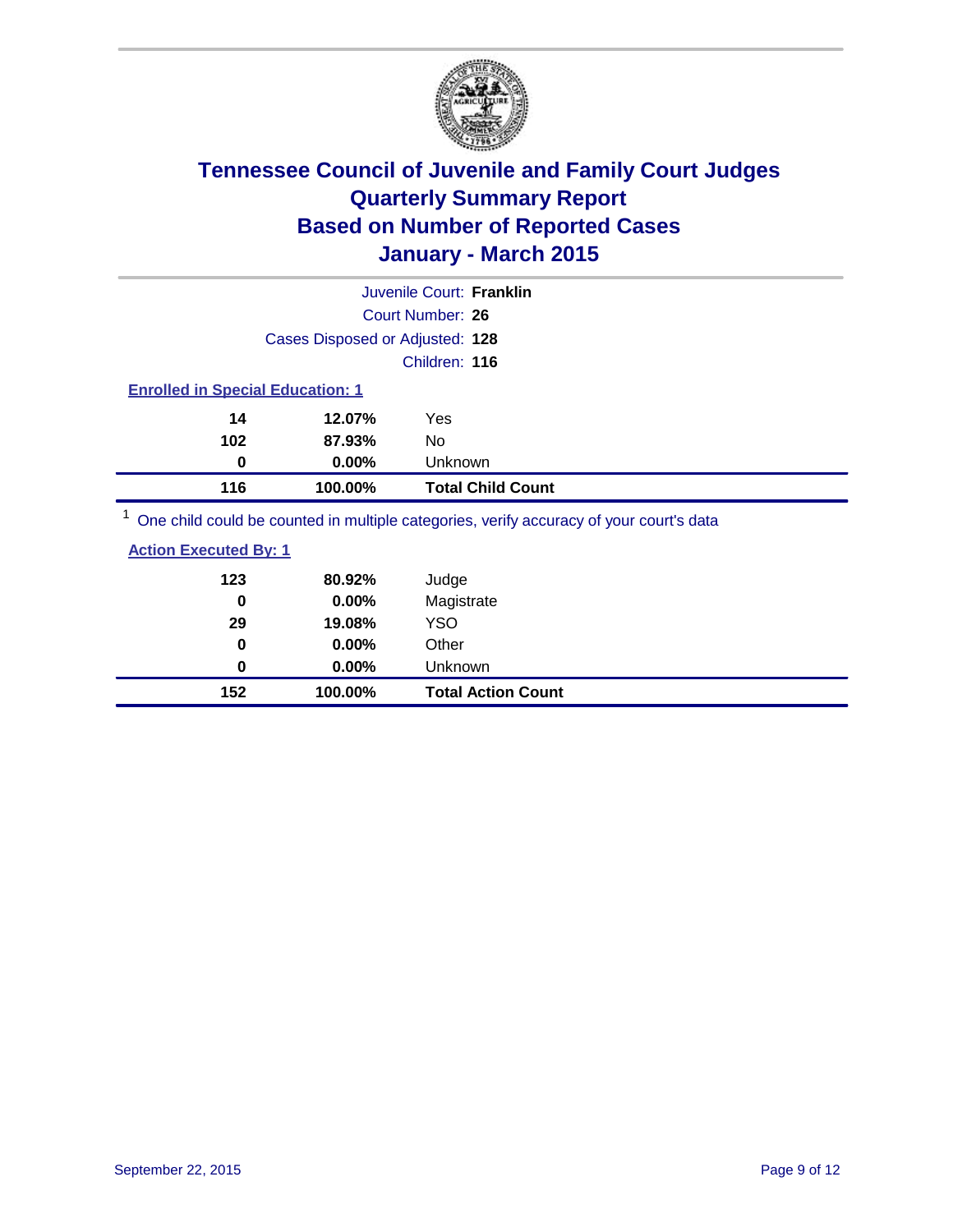# Tennessee Council of Juvenile and Family Court Judges
## Quarterly Summary Report
## Based on Number of Reported Cases
## January - March 2015

Juvenile Court: **Franklin**

Court Number: **26**

Cases Disposed or Adjusted: **128**

Children: **116**

### Enrolled in Special Education: 1

| Count | Percent | Category |
|---|---|---|
| 14 | 12.07% | Yes |
| 102 | 87.93% | No |
| 0 | 0.00% | Unknown |
| **116** | **100.00%** | **Total Child Count** |

[1] One child could be counted in multiple categories, verify accuracy of your court's data

### Action Executed By: 1

| Count | Percent | Category |
|---|---|---|
| 123 | 80.92% | Judge |
| 0 | 0.00% | Magistrate |
| 29 | 19.08% | YSO |
| 0 | 0.00% | Other |
| 0 | 0.00% | Unknown |
| **152** | **100.00%** | **Total Action Count** |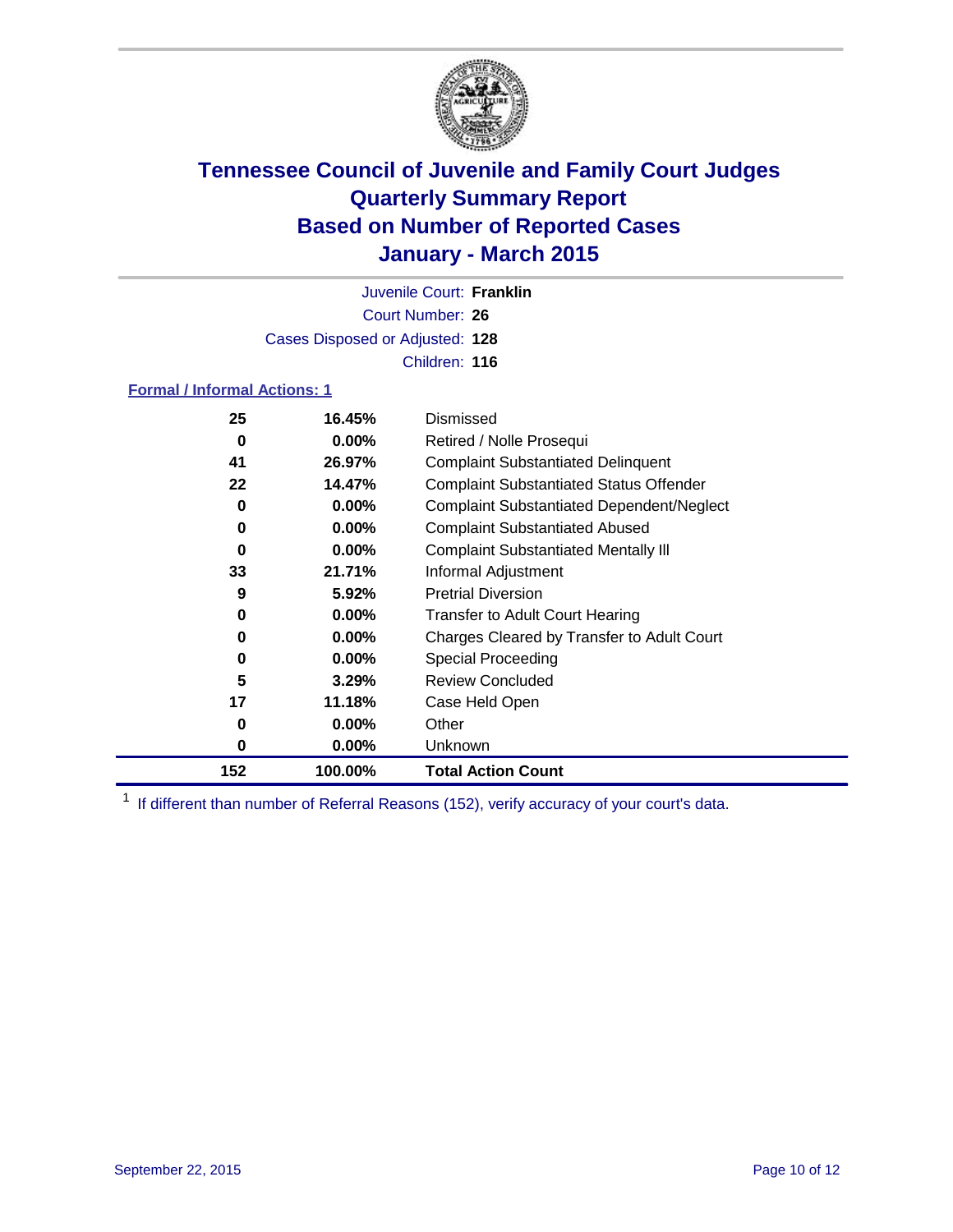# Tennessee Council of Juvenile and Family Court Judges
# Quarterly Summary Report
# Based on Number of Reported Cases
# January - March 2015

Juvenile Court: **Franklin**

Court Number: **26**

Cases Disposed or Adjusted: **128**

Children: **116**

**Formal / Informal Actions: 1**

| Count | Percent | Action |
|---|---|---|
| 25 | 16.45% | Dismissed |
| 0 | 0.00% | Retired / Nolle Prosequi |
| 41 | 26.97% | Complaint Substantiated Delinquent |
| 22 | 14.47% | Complaint Substantiated Status Offender |
| 0 | 0.00% | Complaint Substantiated Dependent/Neglect |
| 0 | 0.00% | Complaint Substantiated Abused |
| 0 | 0.00% | Complaint Substantiated Mentally Ill |
| 33 | 21.71% | Informal Adjustment |
| 9 | 5.92% | Pretrial Diversion |
| 0 | 0.00% | Transfer to Adult Court Hearing |
| 0 | 0.00% | Charges Cleared by Transfer to Adult Court |
| 0 | 0.00% | Special Proceeding |
| 5 | 3.29% | Review Concluded |
| 17 | 11.18% | Case Held Open |
| 0 | 0.00% | Other |
| 0 | 0.00% | Unknown |
| **152** | **100.00%** | **Total Action Count** |

[1] If different than number of Referral Reasons (152), verify accuracy of your court's data.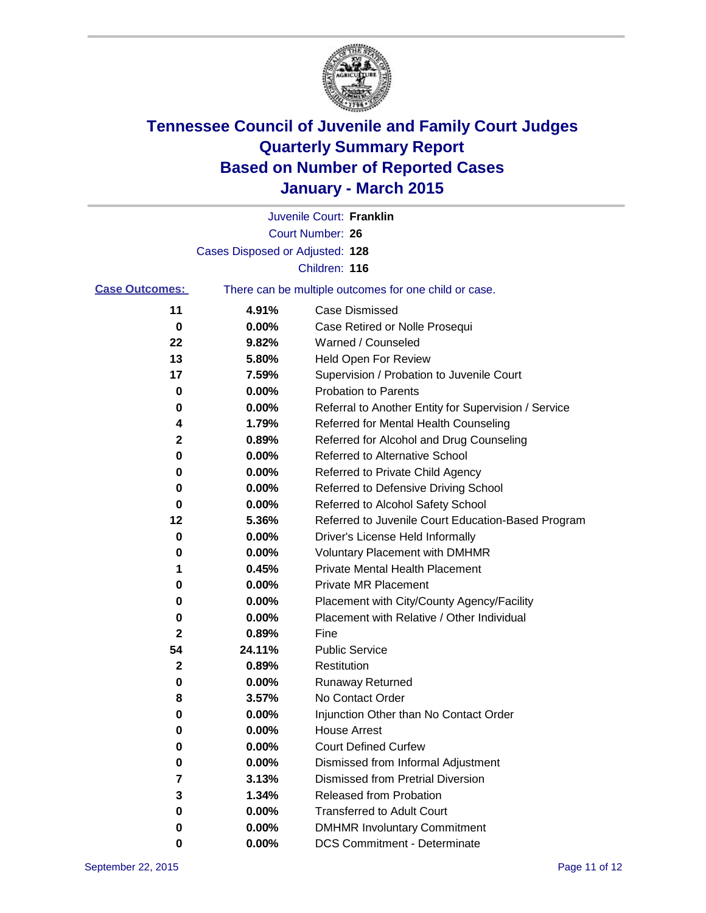# Tennessee Council of Juvenile and Family Court Judges
## Quarterly Summary Report
## Based on Number of Reported Cases
## January - March 2015

Juvenile Court: **Franklin**

Court Number: **26**

Cases Disposed or Adjusted: **128**

Children: **116**

**Case Outcomes:** There can be multiple outcomes for one child or case.

| Count | Percent | Outcome |
|---|---|---|
| 11 | 4.91% | Case Dismissed |
| 0 | 0.00% | Case Retired or Nolle Prosequi |
| 22 | 9.82% | Warned / Counseled |
| 13 | 5.80% | Held Open For Review |
| 17 | 7.59% | Supervision / Probation to Juvenile Court |
| 0 | 0.00% | Probation to Parents |
| 0 | 0.00% | Referral to Another Entity for Supervision / Service |
| 4 | 1.79% | Referred for Mental Health Counseling |
| 2 | 0.89% | Referred for Alcohol and Drug Counseling |
| 0 | 0.00% | Referred to Alternative School |
| 0 | 0.00% | Referred to Private Child Agency |
| 0 | 0.00% | Referred to Defensive Driving School |
| 0 | 0.00% | Referred to Alcohol Safety School |
| 12 | 5.36% | Referred to Juvenile Court Education-Based Program |
| 0 | 0.00% | Driver's License Held Informally |
| 0 | 0.00% | Voluntary Placement with DMHMR |
| 1 | 0.45% | Private Mental Health Placement |
| 0 | 0.00% | Private MR Placement |
| 0 | 0.00% | Placement with City/County Agency/Facility |
| 0 | 0.00% | Placement with Relative / Other Individual |
| 2 | 0.89% | Fine |
| 54 | 24.11% | Public Service |
| 2 | 0.89% | Restitution |
| 0 | 0.00% | Runaway Returned |
| 8 | 3.57% | No Contact Order |
| 0 | 0.00% | Injunction Other than No Contact Order |
| 0 | 0.00% | House Arrest |
| 0 | 0.00% | Court Defined Curfew |
| 0 | 0.00% | Dismissed from Informal Adjustment |
| 7 | 3.13% | Dismissed from Pretrial Diversion |
| 3 | 1.34% | Released from Probation |
| 0 | 0.00% | Transferred to Adult Court |
| 0 | 0.00% | DMHMR Involuntary Commitment |
| 0 | 0.00% | DCS Commitment - Determinate |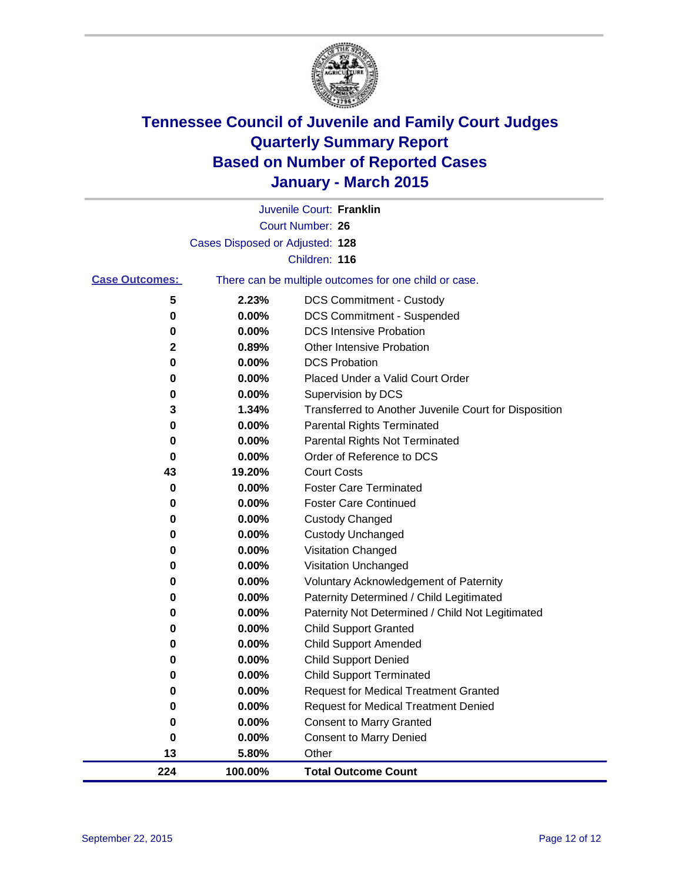# Tennessee Council of Juvenile and Family Court Judges
# Quarterly Summary Report
# Based on Number of Reported Cases
# January - March 2015

Juvenile Court: **Franklin**

Court Number: **26**

Cases Disposed or Adjusted: **128**

Children: **116**

**Case Outcomes:** There can be multiple outcomes for one child or case.

| | | |
|---|---|---|
| 5 | 2.23% | DCS Commitment - Custody |
| 0 | 0.00% | DCS Commitment - Suspended |
| 0 | 0.00% | DCS Intensive Probation |
| 2 | 0.89% | Other Intensive Probation |
| 0 | 0.00% | DCS Probation |
| 0 | 0.00% | Placed Under a Valid Court Order |
| 0 | 0.00% | Supervision by DCS |
| 3 | 1.34% | Transferred to Another Juvenile Court for Disposition |
| 0 | 0.00% | Parental Rights Terminated |
| 0 | 0.00% | Parental Rights Not Terminated |
| 0 | 0.00% | Order of Reference to DCS |
| 43 | 19.20% | Court Costs |
| 0 | 0.00% | Foster Care Terminated |
| 0 | 0.00% | Foster Care Continued |
| 0 | 0.00% | Custody Changed |
| 0 | 0.00% | Custody Unchanged |
| 0 | 0.00% | Visitation Changed |
| 0 | 0.00% | Visitation Unchanged |
| 0 | 0.00% | Voluntary Acknowledgement of Paternity |
| 0 | 0.00% | Paternity Determined / Child Legitimated |
| 0 | 0.00% | Paternity Not Determined / Child Not Legitimated |
| 0 | 0.00% | Child Support Granted |
| 0 | 0.00% | Child Support Amended |
| 0 | 0.00% | Child Support Denied |
| 0 | 0.00% | Child Support Terminated |
| 0 | 0.00% | Request for Medical Treatment Granted |
| 0 | 0.00% | Request for Medical Treatment Denied |
| 0 | 0.00% | Consent to Marry Granted |
| 0 | 0.00% | Consent to Marry Denied |
| 13 | 5.80% | Other |
| **224** | **100.00%** | **Total Outcome Count** |

September 22, 2015